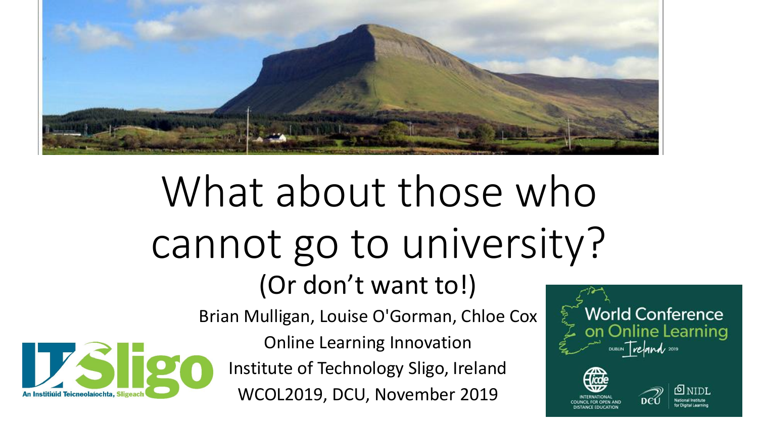# What about those who cannot go to university?

## (Or don't want to!)

Brian Mulligan, Louise O'Gorman, Chloe Cox

Online Learning Innovation

Institute of Technology Sligo, Ireland

WCOL2019, DCU, November 2019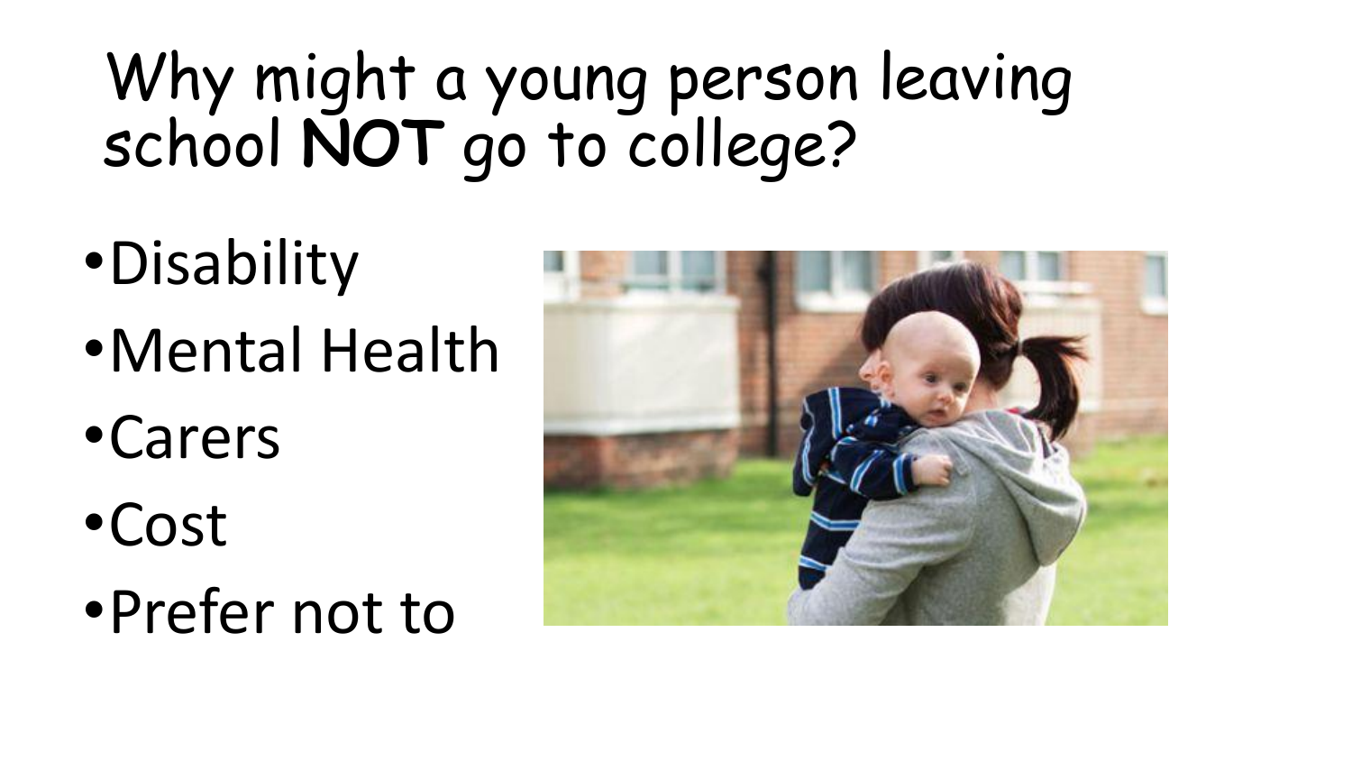# Why might a young person leaving school **NOT** go to college?

- Disability
- Mental Health
- Carers
- Cost
- Prefer not to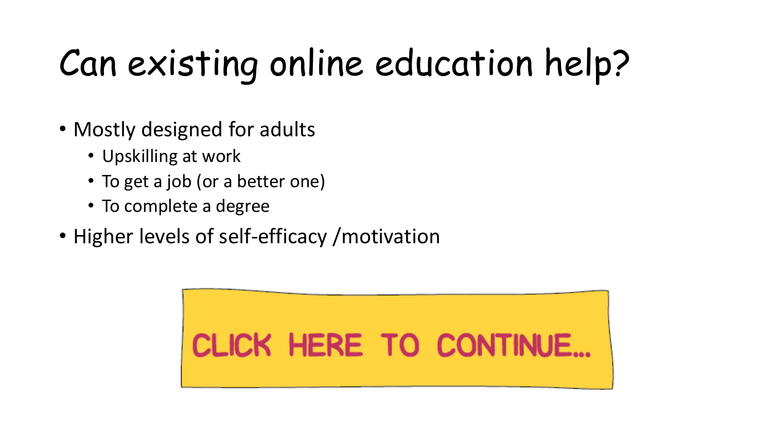# Can existing online education help?

- Mostly designed for adults
  - Upskilling at work
  - To get a job (or a better one)
  - To complete a degree
- Higher levels of self-efficacy /motivation

CLICK HERE TO CONTINUE...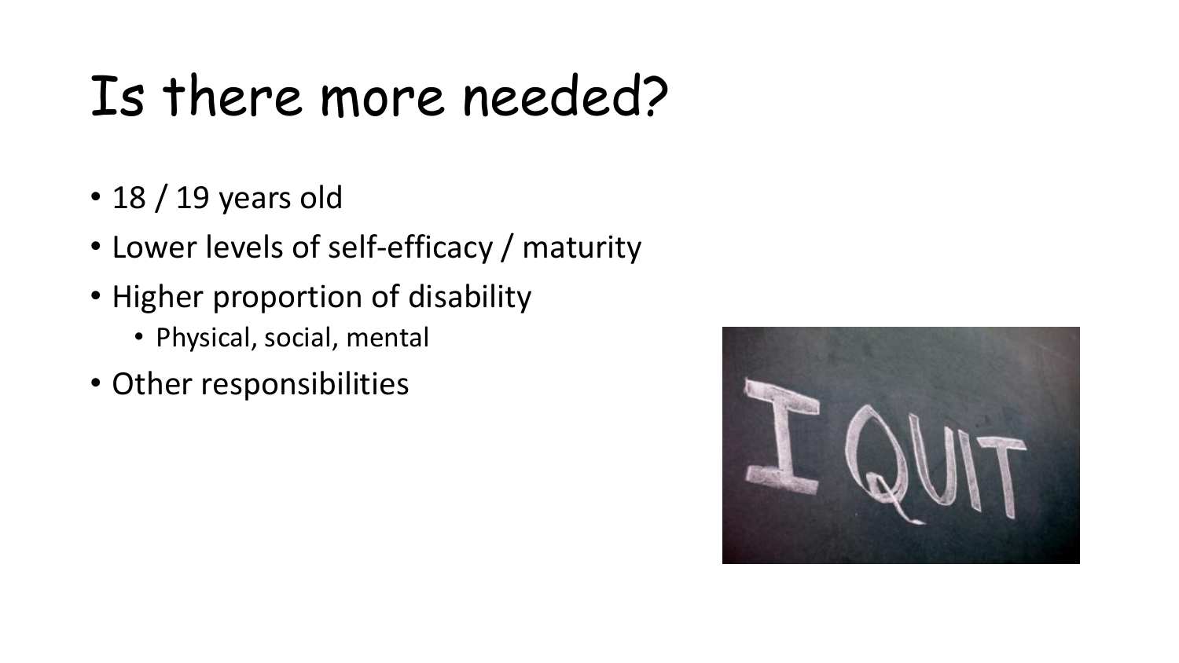# Is there more needed?

- 18 / 19 years old
- Lower levels of self-efficacy / maturity
- Higher proportion of disability
  - Physical, social, mental
- Other responsibilities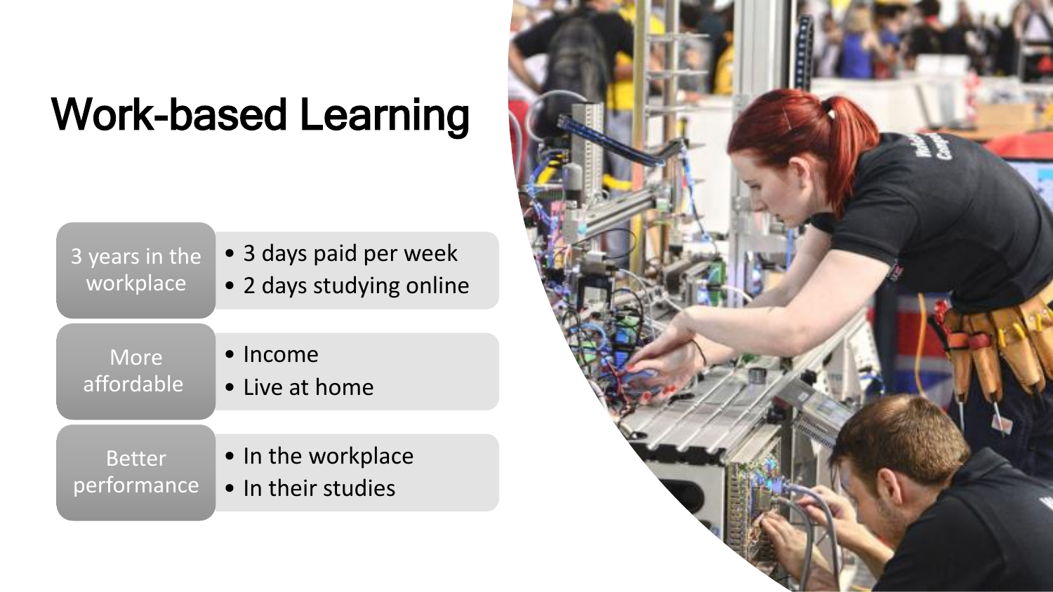# Work-based Learning

**3 years in the workplace**
- 3 days paid per week
- 2 days studying online

**More affordable**
- Income
- Live at home

**Better performance**
- In the workplace
- In their studies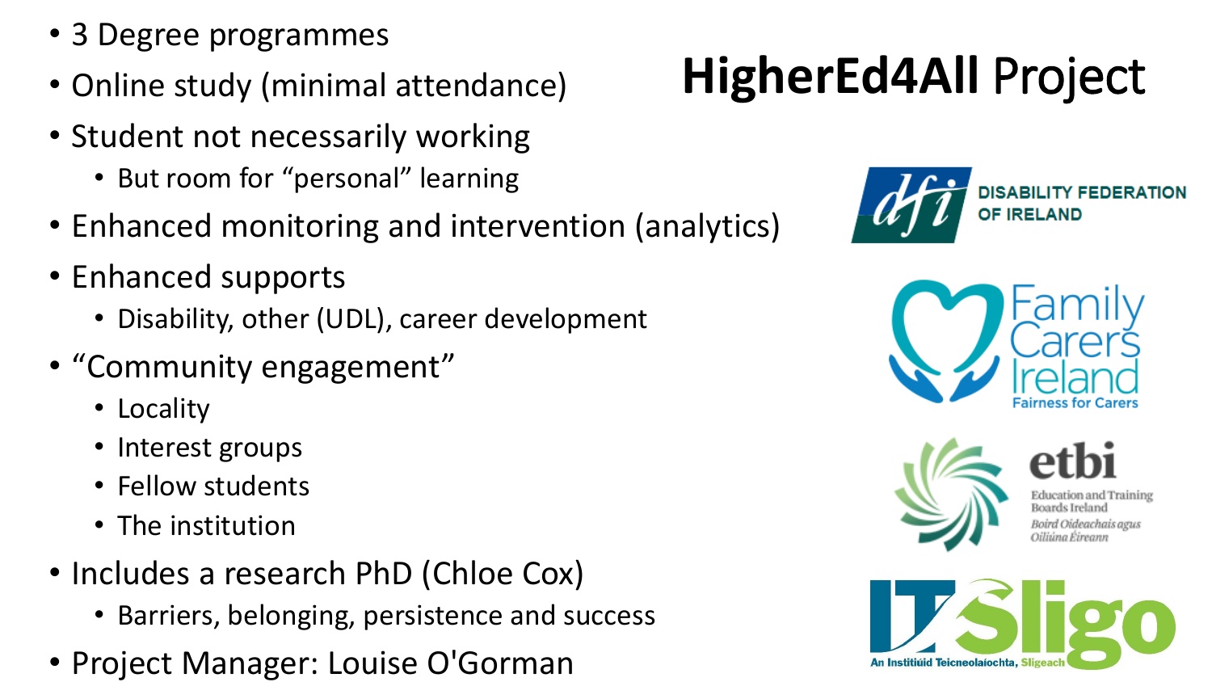# HigherEd4All Project

- 3 Degree programmes
- Online study (minimal attendance)
- Student not necessarily working
  - But room for "personal" learning
- Enhanced monitoring and intervention (analytics)
- Enhanced supports
  - Disability, other (UDL), career development
- "Community engagement"
  - Locality
  - Interest groups
  - Fellow students
  - The institution
- Includes a research PhD (Chloe Cox)
  - Barriers, belonging, persistence and success
- Project Manager: Louise O'Gorman

DISABILITY FEDERATION OF IRELAND

Family Carers Ireland
Fairness for Carers

etbi
Education and Training Boards Ireland
Boird Oideachais agus Oiliúna Éireann

IT Sligo
An Institiúid Teicneolaíochta, Sligeach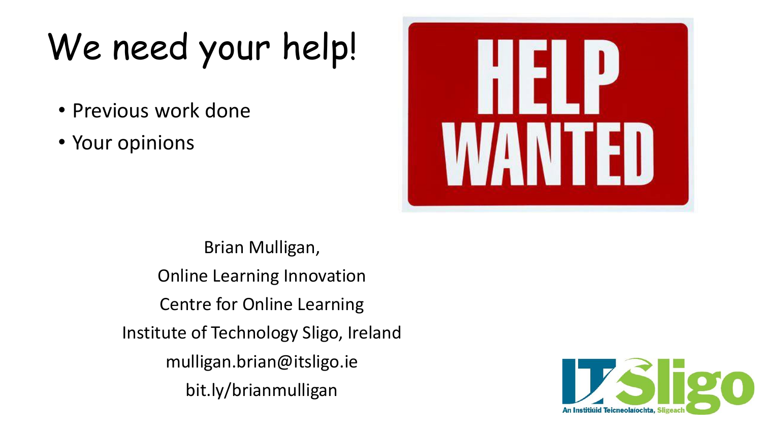# We need your help!

- Previous work done
- Your opinions

HELP WANTED

Brian Mulligan,

Online Learning Innovation

Centre for Online Learning

Institute of Technology Sligo, Ireland

mulligan.brian@itsligo.ie

bit.ly/brianmulligan

IT Sligo

An Institiúid Teicneolaíochta, Sligeach